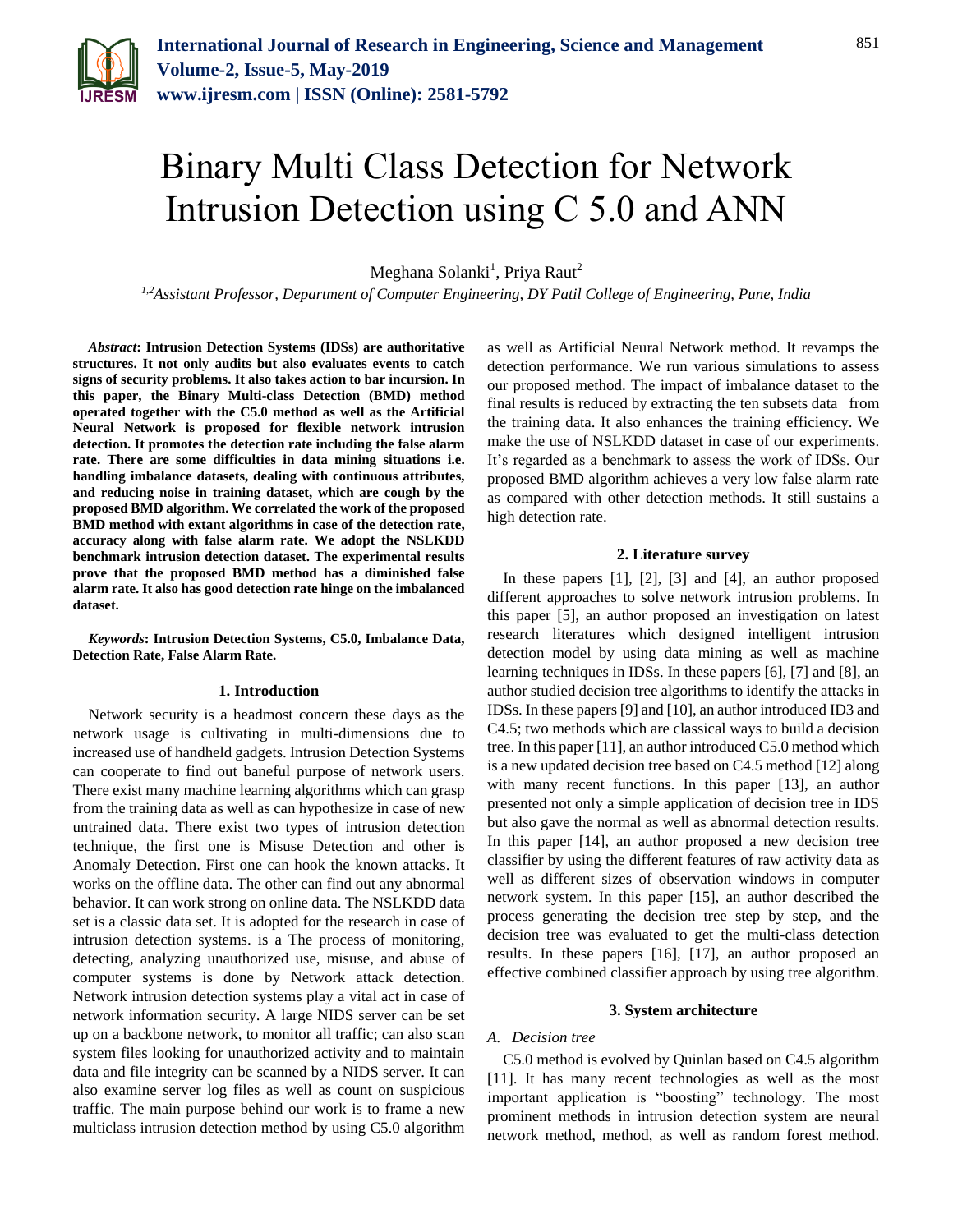# Binary Multi Class Detection for Network Intrusion Detection using C 5.0 and ANN

Meghana Solanki[1], Priya Raut[2]

[1,2]*Assistant Professor, Department of Computer Engineering, DY Patil College of Engineering, Pune, India*

***Abstract*: Intrusion Detection Systems (IDSs) are authoritative structures. It not only audits but also evaluates events to catch signs of security problems. It also takes action to bar incursion. In this paper, the Binary Multi-class Detection (BMD) method operated together with the C5.0 method as well as the Artificial Neural Network is proposed for flexible network intrusion detection. It promotes the detection rate including the false alarm rate. There are some difficulties in data mining situations i.e. handling imbalance datasets, dealing with continuous attributes, and reducing noise in training dataset, which are cough by the proposed BMD algorithm. We correlated the work of the proposed BMD method with extant algorithms in case of the detection rate, accuracy along with false alarm rate. We adopt the NSLKDD benchmark intrusion detection dataset. The experimental results prove that the proposed BMD method has a diminished false alarm rate. It also has good detection rate hinge on the imbalanced dataset.**

***Keywords*: Intrusion Detection Systems, C5.0, Imbalance Data, Detection Rate, False Alarm Rate.**

## 1. Introduction

Network security is a headmost concern these days as the network usage is cultivating in multi-dimensions due to increased use of handheld gadgets. Intrusion Detection Systems can cooperate to find out baneful purpose of network users. There exist many machine learning algorithms which can grasp from the training data as well as can hypothesize in case of new untrained data. There exist two types of intrusion detection technique, the first one is Misuse Detection and other is Anomaly Detection. First one can hook the known attacks. It works on the offline data. The other can find out any abnormal behavior. It can work strong on online data. The NSLKDD data set is a classic data set. It is adopted for the research in case of intrusion detection systems. is a The process of monitoring, detecting, analyzing unauthorized use, misuse, and abuse of computer systems is done by Network attack detection. Network intrusion detection systems play a vital act in case of network information security. A large NIDS server can be set up on a backbone network, to monitor all traffic; can also scan system files looking for unauthorized activity and to maintain data and file integrity can be scanned by a NIDS server. It can also examine server log files as well as count on suspicious traffic. The main purpose behind our work is to frame a new multiclass intrusion detection method by using C5.0 algorithm as well as Artificial Neural Network method. It revamps the detection performance. We run various simulations to assess our proposed method. The impact of imbalance dataset to the final results is reduced by extracting the ten subsets data from the training data. It also enhances the training efficiency. We make the use of NSLKDD dataset in case of our experiments. It's regarded as a benchmark to assess the work of IDSs. Our proposed BMD algorithm achieves a very low false alarm rate as compared with other detection methods. It still sustains a high detection rate.

## 2. Literature survey

In these papers [1], [2], [3] and [4], an author proposed different approaches to solve network intrusion problems. In this paper [5], an author proposed an investigation on latest research literatures which designed intelligent intrusion detection model by using data mining as well as machine learning techniques in IDSs. In these papers [6], [7] and [8], an author studied decision tree algorithms to identify the attacks in IDSs. In these papers [9] and [10], an author introduced ID3 and C4.5; two methods which are classical ways to build a decision tree. In this paper [11], an author introduced C5.0 method which is a new updated decision tree based on C4.5 method [12] along with many recent functions. In this paper [13], an author presented not only a simple application of decision tree in IDS but also gave the normal as well as abnormal detection results. In this paper [14], an author proposed a new decision tree classifier by using the different features of raw activity data as well as different sizes of observation windows in computer network system. In this paper [15], an author described the process generating the decision tree step by step, and the decision tree was evaluated to get the multi-class detection results. In these papers [16], [17], an author proposed an effective combined classifier approach by using tree algorithm.

## 3. System architecture

### *A. Decision tree*

C5.0 method is evolved by Quinlan based on C4.5 algorithm [11]. It has many recent technologies as well as the most important application is "boosting" technology. The most prominent methods in intrusion detection system are neural network method, method, as well as random forest method.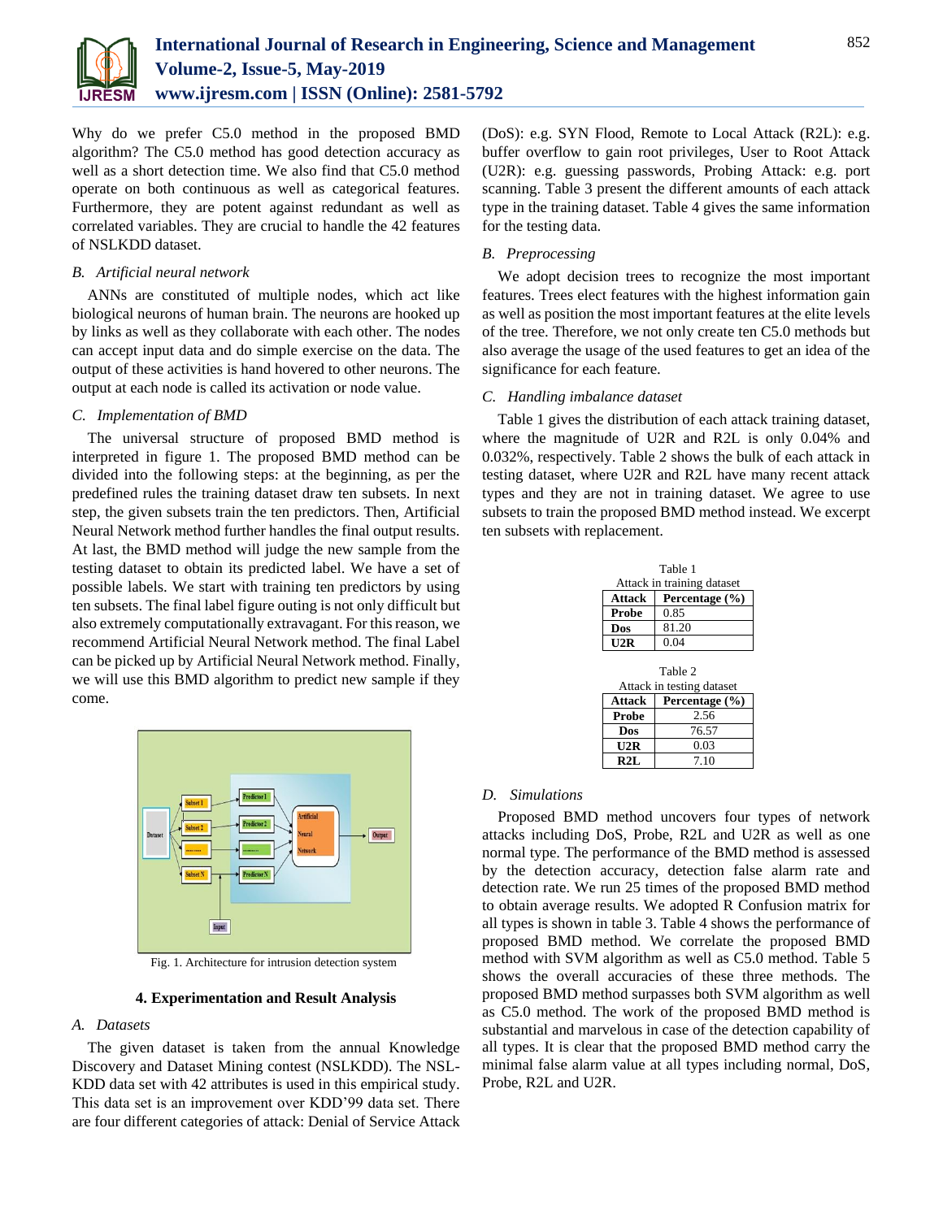Why do we prefer C5.0 method in the proposed BMD algorithm? The C5.0 method has good detection accuracy as well as a short detection time. We also find that C5.0 method operate on both continuous as well as categorical features. Furthermore, they are potent against redundant as well as correlated variables. They are crucial to handle the 42 features of NSLKDD dataset.

### *B. Artificial neural network*

ANNs are constituted of multiple nodes, which act like biological neurons of human brain. The neurons are hooked up by links as well as they collaborate with each other. The nodes can accept input data and do simple exercise on the data. The output of these activities is hand hovered to other neurons. The output at each node is called its activation or node value.

### *C. Implementation of BMD*

The universal structure of proposed BMD method is interpreted in figure 1. The proposed BMD method can be divided into the following steps: at the beginning, as per the predefined rules the training dataset draw ten subsets. In next step, the given subsets train the ten predictors. Then, Artificial Neural Network method further handles the final output results. At last, the BMD method will judge the new sample from the testing dataset to obtain its predicted label. We have a set of possible labels. We start with training ten predictors by using ten subsets. The final label figure outing is not only difficult but also extremely computationally extravagant. For this reason, we recommend Artificial Neural Network method. The final Label can be picked up by Artificial Neural Network method. Finally, we will use this BMD algorithm to predict new sample if they come.

Fig. 1. Architecture for intrusion detection system

## 4. Experimentation and Result Analysis

### *A. Datasets*

The given dataset is taken from the annual Knowledge Discovery and Dataset Mining contest (NSLKDD). The NSL-KDD data set with 42 attributes is used in this empirical study. This data set is an improvement over KDD'99 data set. There are four different categories of attack: Denial of Service Attack (DoS): e.g. SYN Flood, Remote to Local Attack (R2L): e.g. buffer overflow to gain root privileges, User to Root Attack (U2R): e.g. guessing passwords, Probing Attack: e.g. port scanning. Table 3 present the different amounts of each attack type in the training dataset. Table 4 gives the same information for the testing data.

### *B. Preprocessing*

We adopt decision trees to recognize the most important features. Trees elect features with the highest information gain as well as position the most important features at the elite levels of the tree. Therefore, we not only create ten C5.0 methods but also average the usage of the used features to get an idea of the significance for each feature.

### *C. Handling imbalance dataset*

Table 1 gives the distribution of each attack training dataset, where the magnitude of U2R and R2L is only 0.04% and 0.032%, respectively. Table 2 shows the bulk of each attack in testing dataset, where U2R and R2L have many recent attack types and they are not in training dataset. We agree to use subsets to train the proposed BMD method instead. We excerpt ten subsets with replacement.

Table 1
Attack in training dataset

| Attack | Percentage (%) |
|---|---|
| **Probe** | 0.85 |
| **Dos** | 81.20 |
| **U2R** | 0.04 |

Table 2
Attack in testing dataset

| Attack | Percentage (%) |
|---|---|
| **Probe** | 2.56 |
| **Dos** | 76.57 |
| **U2R** | 0.03 |
| **R2L** | 7.10 |

### *D. Simulations*

Proposed BMD method uncovers four types of network attacks including DoS, Probe, R2L and U2R as well as one normal type. The performance of the BMD method is assessed by the detection accuracy, detection false alarm rate and detection rate. We run 25 times of the proposed BMD method to obtain average results. We adopted R Confusion matrix for all types is shown in table 3. Table 4 shows the performance of proposed BMD method. We correlate the proposed BMD method with SVM algorithm as well as C5.0 method. Table 5 shows the overall accuracies of these three methods. The proposed BMD method surpasses both SVM algorithm as well as C5.0 method. The work of the proposed BMD method is substantial and marvelous in case of the detection capability of all types. It is clear that the proposed BMD method carry the minimal false alarm value at all types including normal, DoS, Probe, R2L and U2R.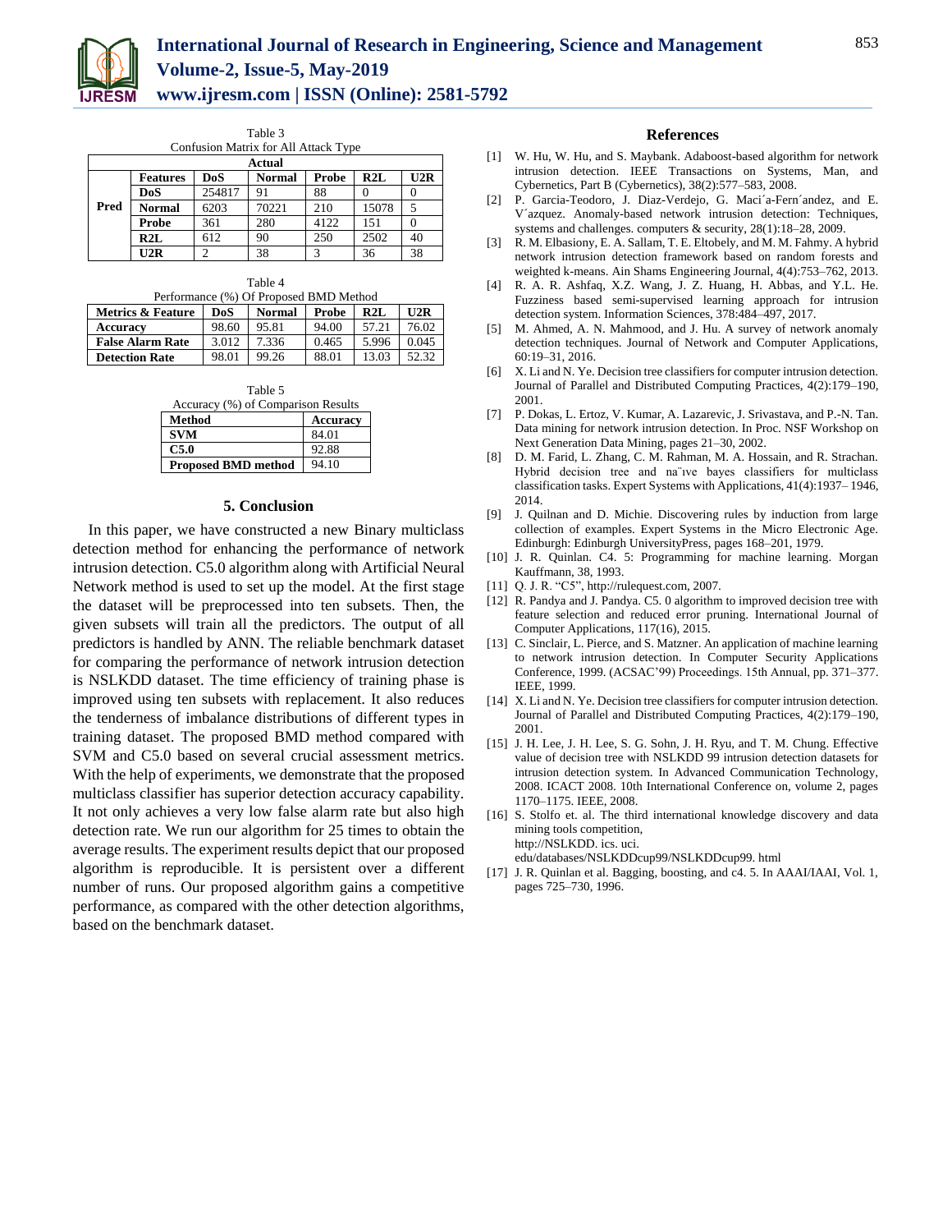Table 3
Confusion Matrix for All Attack Type

| | Actual | | | | | |
|---|---|---|---|---|---|---|
| | **Features** | **DoS** | **Normal** | **Probe** | **R2L** | **U2R** |
| **Pred** | **DoS** | 254817 | 91 | 88 | 0 | 0 |
| | **Normal** | 6203 | 70221 | 210 | 15078 | 5 |
| | **Probe** | 361 | 280 | 4122 | 151 | 0 |
| | **R2L** | 612 | 90 | 250 | 2502 | 40 |
| | **U2R** | 2 | 38 | 3 | 36 | 38 |

Table 4
Performance (%) Of Proposed BMD Method

| **Metrics & Feature** | **DoS** | **Normal** | **Probe** | **R2L** | **U2R** |
|---|---|---|---|---|---|
| **Accuracy** | 98.60 | 95.81 | 94.00 | 57.21 | 76.02 |
| **False Alarm Rate** | 3.012 | 7.336 | 0.465 | 5.996 | 0.045 |
| **Detection Rate** | 98.01 | 99.26 | 88.01 | 13.03 | 52.32 |

Table 5
Accuracy (%) of Comparison Results

| **Method** | **Accuracy** |
|---|---|
| **SVM** | 84.01 |
| **C5.0** | 92.88 |
| **Proposed BMD method** | 94.10 |

## 5. Conclusion

In this paper, we have constructed a new Binary multiclass detection method for enhancing the performance of network intrusion detection. C5.0 algorithm along with Artificial Neural Network method is used to set up the model. At the first stage the dataset will be preprocessed into ten subsets. Then, the given subsets will train all the predictors. The output of all predictors is handled by ANN. The reliable benchmark dataset for comparing the performance of network intrusion detection is NSLKDD dataset. The time efficiency of training phase is improved using ten subsets with replacement. It also reduces the tenderness of imbalance distributions of different types in training dataset. The proposed BMD method compared with SVM and C5.0 based on several crucial assessment metrics. With the help of experiments, we demonstrate that the proposed multiclass classifier has superior detection accuracy capability. It not only achieves a very low false alarm rate but also high detection rate. We run our algorithm for 25 times to obtain the average results. The experiment results depict that our proposed algorithm is reproducible. It is persistent over a different number of runs. Our proposed algorithm gains a competitive performance, as compared with the other detection algorithms, based on the benchmark dataset.

## References

[1] W. Hu, W. Hu, and S. Maybank. Adaboost-based algorithm for network intrusion detection. IEEE Transactions on Systems, Man, and Cybernetics, Part B (Cybernetics), 38(2):577–583, 2008.

[2] P. Garcia-Teodoro, J. Diaz-Verdejo, G. Maci´a-Fern´andez, and E. V´azquez. Anomaly-based network intrusion detection: Techniques, systems and challenges. computers & security, 28(1):18–28, 2009.

[3] R. M. Elbasiony, E. A. Sallam, T. E. Eltobely, and M. M. Fahmy. A hybrid network intrusion detection framework based on random forests and weighted k-means. Ain Shams Engineering Journal, 4(4):753–762, 2013.

[4] R. A. R. Ashfaq, X.Z. Wang, J. Z. Huang, H. Abbas, and Y.L. He. Fuzziness based semi-supervised learning approach for intrusion detection system. Information Sciences, 378:484–497, 2017.

[5] M. Ahmed, A. N. Mahmood, and J. Hu. A survey of network anomaly detection techniques. Journal of Network and Computer Applications, 60:19–31, 2016.

[6] X. Li and N. Ye. Decision tree classifiers for computer intrusion detection. Journal of Parallel and Distributed Computing Practices, 4(2):179–190, 2001.

[7] P. Dokas, L. Ertoz, V. Kumar, A. Lazarevic, J. Srivastava, and P.-N. Tan. Data mining for network intrusion detection. In Proc. NSF Workshop on Next Generation Data Mining, pages 21–30, 2002.

[8] D. M. Farid, L. Zhang, C. M. Rahman, M. A. Hossain, and R. Strachan. Hybrid decision tree and na¨ıve bayes classifiers for multiclass classification tasks. Expert Systems with Applications, 41(4):1937– 1946, 2014.

[9] J. Quilnan and D. Michie. Discovering rules by induction from large collection of examples. Expert Systems in the Micro Electronic Age. Edinburgh: Edinburgh UniversityPress, pages 168–201, 1979.

[10] J. R. Quinlan. C4. 5: Programming for machine learning. Morgan Kauffmann, 38, 1993.

[11] Q. J. R. "C5", http://rulequest.com, 2007.

[12] R. Pandya and J. Pandya. C5. 0 algorithm to improved decision tree with feature selection and reduced error pruning. International Journal of Computer Applications, 117(16), 2015.

[13] C. Sinclair, L. Pierce, and S. Matzner. An application of machine learning to network intrusion detection. In Computer Security Applications Conference, 1999. (ACSAC'99) Proceedings. 15th Annual, pp. 371–377. IEEE, 1999.

[14] X. Li and N. Ye. Decision tree classifiers for computer intrusion detection. Journal of Parallel and Distributed Computing Practices, 4(2):179–190, 2001.

[15] J. H. Lee, J. H. Lee, S. G. Sohn, J. H. Ryu, and T. M. Chung. Effective value of decision tree with NSLKDD 99 intrusion detection datasets for intrusion detection system. In Advanced Communication Technology, 2008. ICACT 2008. 10th International Conference on, volume 2, pages 1170–1175. IEEE, 2008.

[16] S. Stolfo et. al. The third international knowledge discovery and data mining tools competition, http://NSLKDD. ics. uci. edu/databases/NSLKDDcup99/NSLKDDcup99. html

[17] J. R. Quinlan et al. Bagging, boosting, and c4. 5. In AAAI/IAAI, Vol. 1, pages 725–730, 1996.